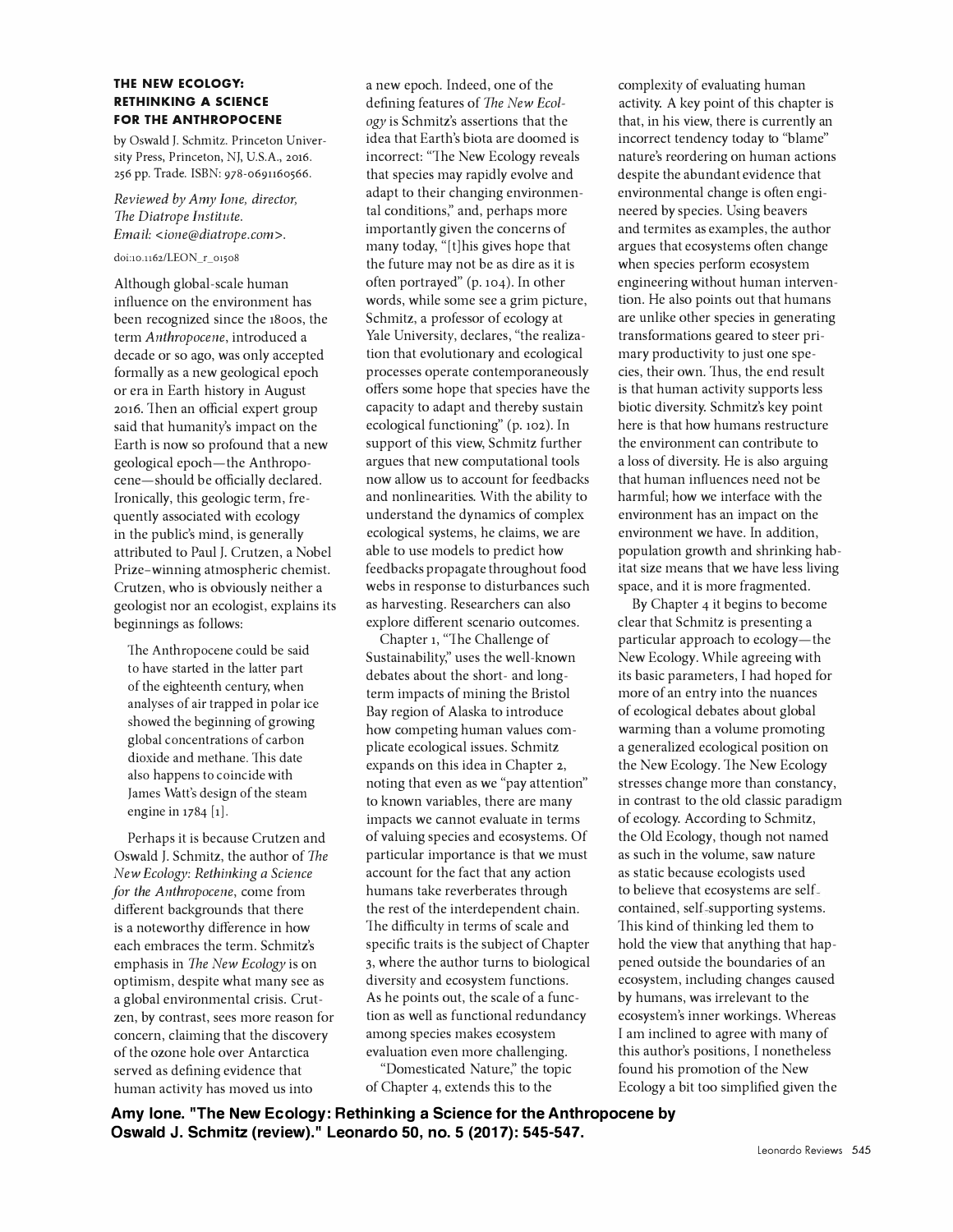## THE NEW ECOLOGY: RETHINKING A SCIENCE FOR THE ANTHROPOCENE

by Oswald J. Schmitz. Princeton University Press, Princeton, NJ, U.S.A., 2016. 256 pp. Trade. ISBN: 978-0691160566.

*Reviewed by Amy Ione, director, The Diatrope Institute. Email: <ione@diatrope.com>.*

doi:10.1162/LEON_r_01508

Although global-scale human influence on the environment has been recognized since the 1800s, the term *Anthropocene*, introduced a decade or so ago, was only accepted formally as a new geological epoch or era in Earth history in August 2016. Then an official expert group said that humanity's impact on the Earth is now so profound that a new geological epoch—the Anthropocene—should be officially declared. Ironically, this geologic term, frequently associated with ecology in the public's mind, is generally attributed to Paul J. Crutzen, a Nobel Prize–winning atmospheric chemist. Crutzen, who is obviously neither a geologist nor an ecologist, explains its beginnings as follows:

> The Anthropocene could be said to have started in the latter part of the eighteenth century, when analyses of air trapped in polar ice showed the beginning of growing global concentrations of carbon dioxide and methane. This date also happens to coincide with James Watt's design of the steam engine in 1784 [1].

Perhaps it is because Crutzen and Oswald J. Schmitz, the author of *The New Ecology: Rethinking a Science for the Anthropocene*, come from different backgrounds that there is a noteworthy difference in how each embraces the term. Schmitz's emphasis in *The New Ecology* is on optimism, despite what many see as a global environmental crisis. Crutzen, by contrast, sees more reason for concern, claiming that the discovery of the ozone hole over Antarctica served as defining evidence that human activity has moved us into a new epoch. Indeed, one of the defining features of *The New Ecology* is Schmitz's assertions that the idea that Earth's biota are doomed is incorrect: "The New Ecology reveals that species may rapidly evolve and adapt to their changing environmental conditions," and, perhaps more importantly given the concerns of many today, "[t]his gives hope that the future may not be as dire as it is often portrayed" (p. 104). In other words, while some see a grim picture, Schmitz, a professor of ecology at Yale University, declares, "the realization that evolutionary and ecological processes operate contemporaneously offers some hope that species have the capacity to adapt and thereby sustain ecological functioning" (p. 102). In support of this view, Schmitz further argues that new computational tools now allow us to account for feedbacks and nonlinearities. With the ability to understand the dynamics of complex ecological systems, he claims, we are able to use models to predict how feedbacks propagate throughout food webs in response to disturbances such as harvesting. Researchers can also explore different scenario outcomes.

Chapter 1, "The Challenge of Sustainability," uses the well-known debates about the short- and long-term impacts of mining the Bristol Bay region of Alaska to introduce how competing human values complicate ecological issues. Schmitz expands on this idea in Chapter 2, noting that even as we "pay attention" to known variables, there are many impacts we cannot evaluate in terms of valuing species and ecosystems. Of particular importance is that we must account for the fact that any action humans take reverberates through the rest of the interdependent chain. The difficulty in terms of scale and specific traits is the subject of Chapter 3, where the author turns to biological diversity and ecosystem functions. As he points out, the scale of a function as well as functional redundancy among species makes ecosystem evaluation even more challenging.

"Domesticated Nature," the topic of Chapter 4, extends this to the complexity of evaluating human activity. A key point of this chapter is that, in his view, there is currently an incorrect tendency today to "blame" nature's reordering on human actions despite the abundant evidence that environmental change is often engineered by species. Using beavers and termites as examples, the author argues that ecosystems often change when species perform ecosystem engineering without human intervention. He also points out that humans are unlike other species in generating transformations geared to steer primary productivity to just one species, their own. Thus, the end result is that human activity supports less biotic diversity. Schmitz's key point here is that how humans restructure the environment can contribute to a loss of diversity. He is also arguing that human influences need not be harmful; how we interface with the environment has an impact on the environment we have. In addition, population growth and shrinking habitat size means that we have less living space, and it is more fragmented.

By Chapter 4 it begins to become clear that Schmitz is presenting a particular approach to ecology—the New Ecology. While agreeing with its basic parameters, I had hoped for more of an entry into the nuances of ecological debates about global warming than a volume promoting a generalized ecological position on the New Ecology. The New Ecology stresses change more than constancy, in contrast to the old classic paradigm of ecology. According to Schmitz, the Old Ecology, though not named as such in the volume, saw nature as static because ecologists used to believe that ecosystems are self-contained, self-supporting systems. This kind of thinking led them to hold the view that anything that happened outside the boundaries of an ecosystem, including changes caused by humans, was irrelevant to the ecosystem's inner workings. Whereas I am inclined to agree with many of this author's positions, I nonetheless found his promotion of the New Ecology a bit too simplified given the

**Amy Ione. "The New Ecology: Rethinking a Science for the Anthropocene by Oswald J. Schmitz (review)." Leonardo 50, no. 5 (2017): 545-547.**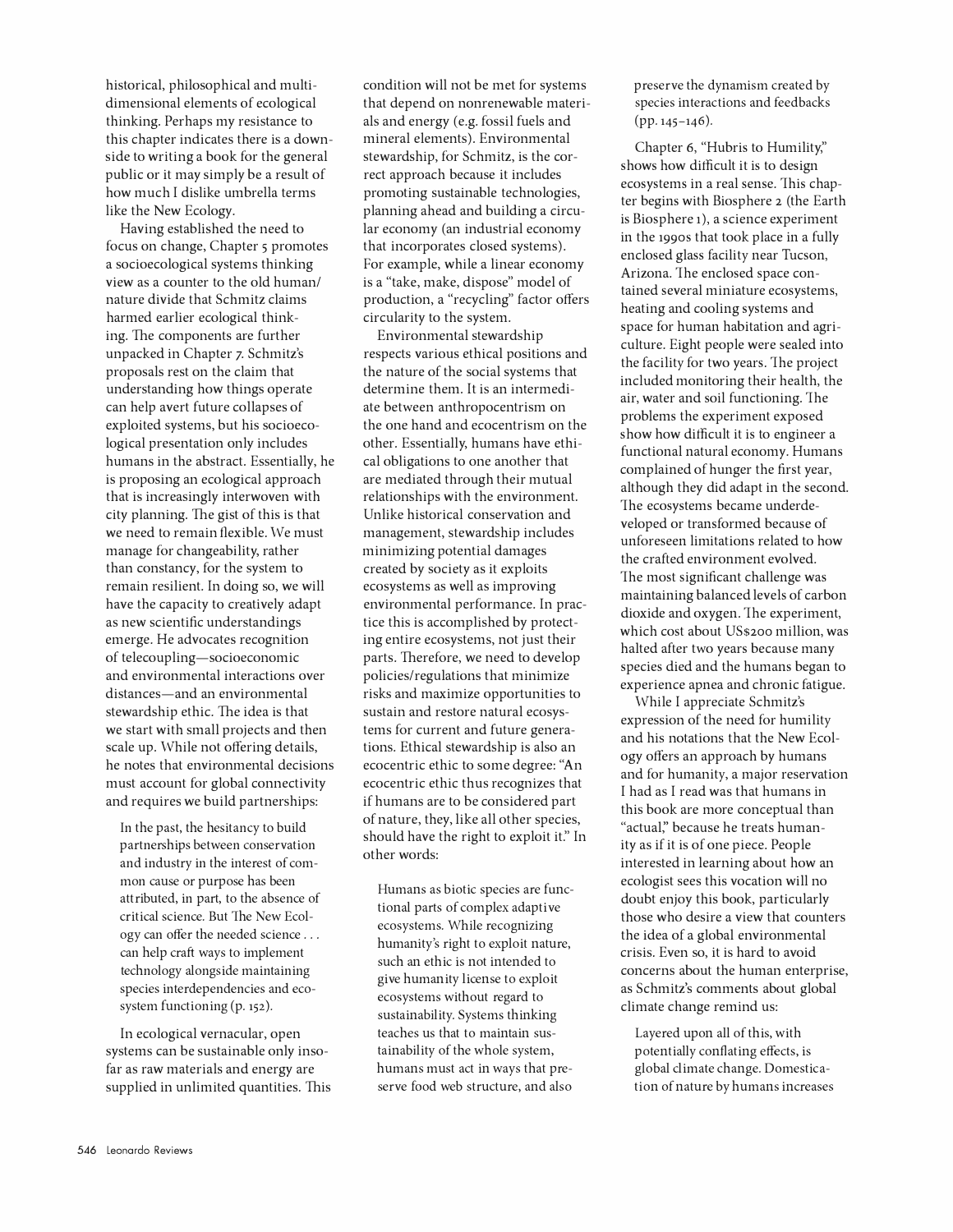historical, philosophical and multidimensional elements of ecological thinking. Perhaps my resistance to this chapter indicates there is a downside to writing a book for the general public or it may simply be a result of how much I dislike umbrella terms like the New Ecology.

Having established the need to focus on change, Chapter 5 promotes a socioecological systems thinking view as a counter to the old human/nature divide that Schmitz claims harmed earlier ecological thinking. The components are further unpacked in Chapter 7. Schmitz's proposals rest on the claim that understanding how things operate can help avert future collapses of exploited systems, but his socioecological presentation only includes humans in the abstract. Essentially, he is proposing an ecological approach that is increasingly interwoven with city planning. The gist of this is that we need to remain flexible. We must manage for changeability, rather than constancy, for the system to remain resilient. In doing so, we will have the capacity to creatively adapt as new scientific understandings emerge. He advocates recognition of telecoupling—socioeconomic and environmental interactions over distances—and an environmental stewardship ethic. The idea is that we start with small projects and then scale up. While not offering details, he notes that environmental decisions must account for global connectivity and requires we build partnerships:

> In the past, the hesitancy to build partnerships between conservation and industry in the interest of common cause or purpose has been attributed, in part, to the absence of critical science. But The New Ecology can offer the needed science . . . can help craft ways to implement technology alongside maintaining species interdependencies and ecosystem functioning (p. 152).

In ecological vernacular, open systems can be sustainable only insofar as raw materials and energy are supplied in unlimited quantities. This condition will not be met for systems that depend on nonrenewable materials and energy (e.g. fossil fuels and mineral elements). Environmental stewardship, for Schmitz, is the correct approach because it includes promoting sustainable technologies, planning ahead and building a circular economy (an industrial economy that incorporates closed systems). For example, while a linear economy is a "take, make, dispose" model of production, a "recycling" factor offers circularity to the system.

Environmental stewardship respects various ethical positions and the nature of the social systems that determine them. It is an intermediate between anthropocentrism on the one hand and ecocentrism on the other. Essentially, humans have ethical obligations to one another that are mediated through their mutual relationships with the environment. Unlike historical conservation and management, stewardship includes minimizing potential damages created by society as it exploits ecosystems as well as improving environmental performance. In practice this is accomplished by protecting entire ecosystems, not just their parts. Therefore, we need to develop policies/regulations that minimize risks and maximize opportunities to sustain and restore natural ecosystems for current and future generations. Ethical stewardship is also an ecocentric ethic to some degree: "An ecocentric ethic thus recognizes that if humans are to be considered part of nature, they, like all other species, should have the right to exploit it." In other words:

> Humans as biotic species are functional parts of complex adaptive ecosystems. While recognizing humanity's right to exploit nature, such an ethic is not intended to give humanity license to exploit ecosystems without regard to sustainability. Systems thinking teaches us that to maintain sustainability of the whole system, humans must act in ways that preserve food web structure, and also preserve the dynamism created by species interactions and feedbacks (pp. 145–146).

Chapter 6, "Hubris to Humility," shows how difficult it is to design ecosystems in a real sense. This chapter begins with Biosphere 2 (the Earth is Biosphere 1), a science experiment in the 1990s that took place in a fully enclosed glass facility near Tucson, Arizona. The enclosed space contained several miniature ecosystems, heating and cooling systems and space for human habitation and agriculture. Eight people were sealed into the facility for two years. The project included monitoring their health, the air, water and soil functioning. The problems the experiment exposed show how difficult it is to engineer a functional natural economy. Humans complained of hunger the first year, although they did adapt in the second. The ecosystems became underdeveloped or transformed because of unforeseen limitations related to how the crafted environment evolved. The most significant challenge was maintaining balanced levels of carbon dioxide and oxygen. The experiment, which cost about US$200 million, was halted after two years because many species died and the humans began to experience apnea and chronic fatigue.

While I appreciate Schmitz's expression of the need for humility and his notations that the New Ecology offers an approach by humans and for humanity, a major reservation I had as I read was that humans in this book are more conceptual than "actual," because he treats humanity as if it is of one piece. People interested in learning about how an ecologist sees this vocation will no doubt enjoy this book, particularly those who desire a view that counters the idea of a global environmental crisis. Even so, it is hard to avoid concerns about the human enterprise, as Schmitz's comments about global climate change remind us:

> Layered upon all of this, with potentially conflating effects, is global climate change. Domestication of nature by humans increases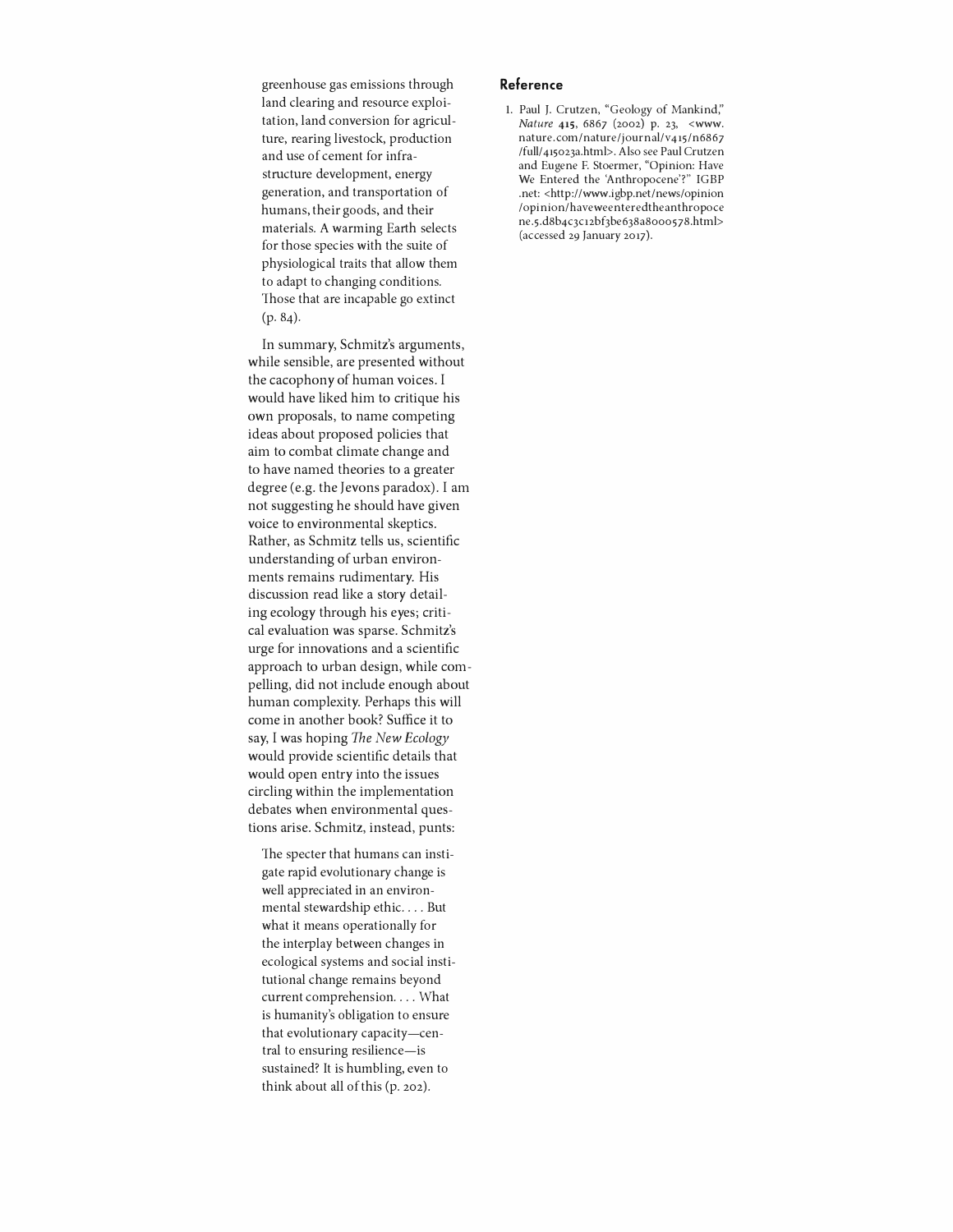> greenhouse gas emissions through land clearing and resource exploitation, land conversion for agriculture, rearing livestock, production and use of cement for infrastructure development, energy generation, and transportation of humans, their goods, and their materials. A warming Earth selects for those species with the suite of physiological traits that allow them to adapt to changing conditions. Those that are incapable go extinct (p. 84).

In summary, Schmitz's arguments, while sensible, are presented without the cacophony of human voices. I would have liked him to critique his own proposals, to name competing ideas about proposed policies that aim to combat climate change and to have named theories to a greater degree (e.g. the Jevons paradox). I am not suggesting he should have given voice to environmental skeptics. Rather, as Schmitz tells us, scientific understanding of urban environments remains rudimentary. His discussion read like a story detailing ecology through his eyes; critical evaluation was sparse. Schmitz's urge for innovations and a scientific approach to urban design, while compelling, did not include enough about human complexity. Perhaps this will come in another book? Suffice it to say, I was hoping *The New Ecology* would provide scientific details that would open entry into the issues circling within the implementation debates when environmental questions arise. Schmitz, instead, punts:

> The specter that humans can instigate rapid evolutionary change is well appreciated in an environmental stewardship ethic. . . . But what it means operationally for the interplay between changes in ecological systems and social institutional change remains beyond current comprehension. . . . What is humanity's obligation to ensure that evolutionary capacity—central to ensuring resilience—is sustained? It is humbling, even to think about all of this (p. 202).

## Reference

1. Paul J. Crutzen, "Geology of Mankind," *Nature* **415**, 6867 (2002) p. 23, <www.nature.com/nature/journal/v415/n6867/full/415023a.html>. Also see Paul Crutzen and Eugene F. Stoermer, "Opinion: Have We Entered the 'Anthropocene'?" IGBP.net: <http://www.igbp.net/news/opinion/opinion/haveweenteredtheanthropocene.5.d8b4c3c12bf3be638a8000578.html> (accessed 29 January 2017).